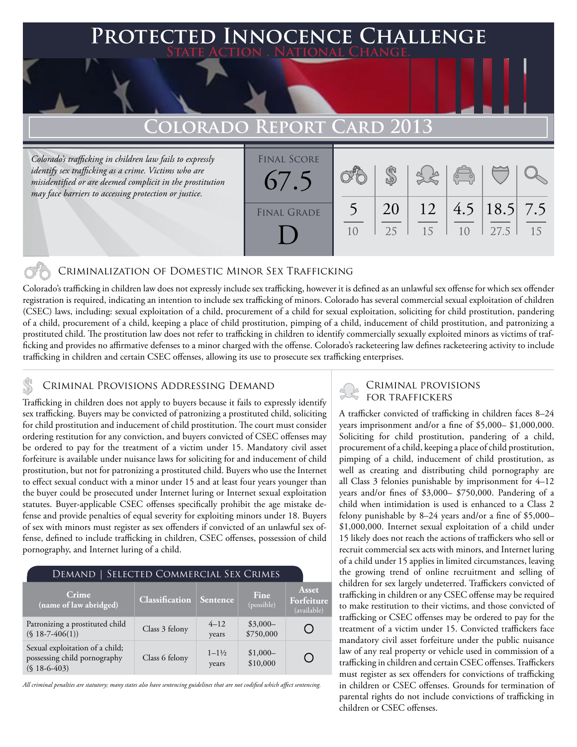# Protected Innocence Challenge

**State Action . National Change.**

## Colorado Report Card 2013

*Colorado's trafficking in children law fails to expressly identify sex trafficking as a crime. Victims who are misidentified or are deemed complicit in the prostitution may face barriers to accessing protection or justice.*

| Final Score | Final Grade |
|---|---|
| 67.5 | D |

| Criminalization of Domestic Minor Sex Trafficking | Criminal Provisions Addressing Demand | Criminal Provisions for Traffickers | Criminal Provisions for Facilitators | Protective Provisions for the Child Victims | Criminal Justice Tools for Investigation and Prosecutions |
|---|---|---|---|---|---|
| 5 / 10 | 20 / 25 | 12 / 15 | 4.5 / 10 | 18.5 / 27.5 | 7.5 / 15 |

## Criminalization of Domestic Minor Sex Trafficking

Colorado's trafficking in children law does not expressly include sex trafficking, however it is defined as an unlawful sex offense for which sex offender registration is required, indicating an intention to include sex trafficking of minors. Colorado has several commercial sexual exploitation of children (CSEC) laws, including: sexual exploitation of a child, procurement of a child for sexual exploitation, soliciting for child prostitution, pandering of a child, procurement of a child, keeping a place of child prostitution, pimping of a child, inducement of child prostitution, and patronizing a prostituted child. The prostitution law does not refer to trafficking in children to identify commercially sexually exploited minors as victims of trafficking and provides no affirmative defenses to a minor charged with the offense. Colorado's racketeering law defines racketeering activity to include trafficking in children and certain CSEC offenses, allowing its use to prosecute sex trafficking enterprises.

## Criminal Provisions Addressing Demand

Trafficking in children does not apply to buyers because it fails to expressly identify sex trafficking. Buyers may be convicted of patronizing a prostituted child, soliciting for child prostitution and inducement of child prostitution. The court must consider ordering restitution for any conviction, and buyers convicted of CSEC offenses may be ordered to pay for the treatment of a victim under 15. Mandatory civil asset forfeiture is available under nuisance laws for soliciting for and inducement of child prostitution, but not for patronizing a prostituted child. Buyers who use the Internet to effect sexual conduct with a minor under 15 and at least four years younger than the buyer could be prosecuted under Internet luring or Internet sexual exploitation statutes. Buyer-applicable CSEC offenses specifically prohibit the age mistake defense and provide penalties of equal severity for exploiting minors under 18. Buyers of sex with minors must register as sex offenders if convicted of an unlawful sex offense, defined to include trafficking in children, CSEC offenses, possession of child pornography, and Internet luring of a child.

### Demand | Selected Commercial Sex Crimes

| Crime (name of law abridged) | Classification | Sentence | Fine (possible) | Asset Forfeiture (available) |
|---|---|---|---|---|
| Patronizing a prostituted child (§ 18-7-406(1)) | Class 3 felony | 4–12 years | $3,000–$750,000 | ○ |
| Sexual exploitation of a child; possessing child pornography (§ 18-6-403) | Class 6 felony | 1–1½ years | $1,000–$10,000 | ○ |

*All criminal penalties are statutory; many states also have sentencing guidelines that are not codified which affect sentencing.*

## Criminal provisions for Traffickers

A trafficker convicted of trafficking in children faces 8–24 years imprisonment and/or a fine of $5,000– $1,000,000. Soliciting for child prostitution, pandering of a child, procurement of a child, keeping a place of child prostitution, pimping of a child, inducement of child prostitution, as well as creating and distributing child pornography are all Class 3 felonies punishable by imprisonment for 4–12 years and/or fines of $3,000– $750,000. Pandering of a child when intimidation is used is enhanced to a Class 2 felony punishable by 8–24 years and/or a fine of $5,000– $1,000,000. Internet sexual exploitation of a child under 15 likely does not reach the actions of traffickers who sell or recruit commercial sex acts with minors, and Internet luring of a child under 15 applies in limited circumstances, leaving the growing trend of online recruitment and selling of children for sex largely undeterred. Traffickers convicted of trafficking in children or any CSEC offense may be required to make restitution to their victims, and those convicted of trafficking or CSEC offenses may be ordered to pay for the treatment of a victim under 15. Convicted traffickers face mandatory civil asset forfeiture under the public nuisance law of any real property or vehicle used in commission of a trafficking in children and certain CSEC offenses. Traffickers must register as sex offenders for convictions of trafficking in children or CSEC offenses. Grounds for termination of parental rights do not include convictions of trafficking in children or CSEC offenses.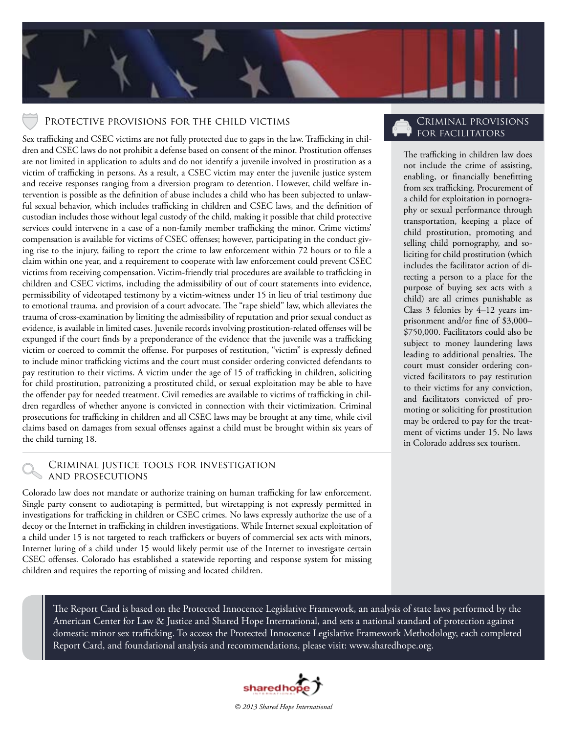## Protective provisions for the child victims

Sex trafficking and CSEC victims are not fully protected due to gaps in the law. Trafficking in children and CSEC laws do not prohibit a defense based on consent of the minor. Prostitution offenses are not limited in application to adults and do not identify a juvenile involved in prostitution as a victim of trafficking in persons. As a result, a CSEC victim may enter the juvenile justice system and receive responses ranging from a diversion program to detention. However, child welfare intervention is possible as the definition of abuse includes a child who has been subjected to unlawful sexual behavior, which includes trafficking in children and CSEC laws, and the definition of custodian includes those without legal custody of the child, making it possible that child protective services could intervene in a case of a non-family member trafficking the minor. Crime victims' compensation is available for victims of CSEC offenses; however, participating in the conduct giving rise to the injury, failing to report the crime to law enforcement within 72 hours or to file a claim within one year, and a requirement to cooperate with law enforcement could prevent CSEC victims from receiving compensation. Victim-friendly trial procedures are available to trafficking in children and CSEC victims, including the admissibility of out of court statements into evidence, permissibility of videotaped testimony by a victim-witness under 15 in lieu of trial testimony due to emotional trauma, and provision of a court advocate. The "rape shield" law, which alleviates the trauma of cross-examination by limiting the admissibility of reputation and prior sexual conduct as evidence, is available in limited cases. Juvenile records involving prostitution-related offenses will be expunged if the court finds by a preponderance of the evidence that the juvenile was a trafficking victim or coerced to commit the offense. For purposes of restitution, "victim" is expressly defined to include minor trafficking victims and the court must consider ordering convicted defendants to pay restitution to their victims. A victim under the age of 15 of trafficking in children, soliciting for child prostitution, patronizing a prostituted child, or sexual exploitation may be able to have the offender pay for needed treatment. Civil remedies are available to victims of trafficking in children regardless of whether anyone is convicted in connection with their victimization. Criminal prosecutions for trafficking in children and all CSEC laws may be brought at any time, while civil claims based on damages from sexual offenses against a child must be brought within six years of the child turning 18.

## Criminal justice tools for investigation and prosecutions

Colorado law does not mandate or authorize training on human trafficking for law enforcement. Single party consent to audiotaping is permitted, but wiretapping is not expressly permitted in investigations for trafficking in children or CSEC crimes. No laws expressly authorize the use of a decoy or the Internet in trafficking in children investigations. While Internet sexual exploitation of a child under 15 is not targeted to reach traffickers or buyers of commercial sex acts with minors, Internet luring of a child under 15 would likely permit use of the Internet to investigate certain CSEC offenses. Colorado has established a statewide reporting and response system for missing children and requires the reporting of missing and located children.

## Criminal provisions for facilitators

The trafficking in children law does not include the crime of assisting, enabling, or financially benefitting from sex trafficking. Procurement of a child for exploitation in pornography or sexual performance through transportation, keeping a place of child prostitution, promoting and selling child pornography, and soliciting for child prostitution (which includes the facilitator action of directing a person to a place for the purpose of buying sex acts with a child) are all crimes punishable as Class 3 felonies by 4–12 years imprisonment and/or fine of $3,000–$750,000. Facilitators could also be subject to money laundering laws leading to additional penalties. The court must consider ordering convicted facilitators to pay restitution to their victims for any conviction, and facilitators convicted of promoting or soliciting for prostitution may be ordered to pay for the treatment of victims under 15. No laws in Colorado address sex tourism.

The Report Card is based on the Protected Innocence Legislative Framework, an analysis of state laws performed by the American Center for Law & Justice and Shared Hope International, and sets a national standard of protection against domestic minor sex trafficking. To access the Protected Innocence Legislative Framework Methodology, each completed Report Card, and foundational analysis and recommendations, please visit: www.sharedhope.org.

*© 2013 Shared Hope International*